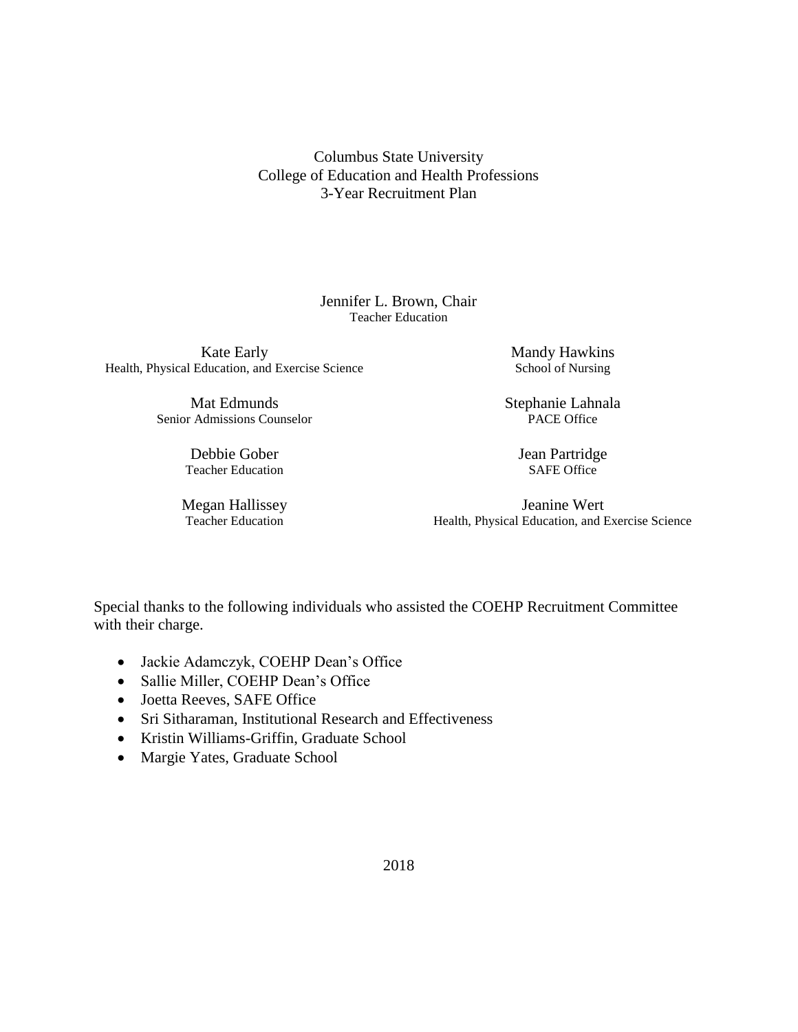# Columbus State University
# College of Education and Health Professions
# 3-Year Recruitment Plan

Jennifer L. Brown, Chair
Teacher Education

Kate Early
Health, Physical Education, and Exercise Science

Mat Edmunds
Senior Admissions Counselor

Debbie Gober
Teacher Education

Megan Hallissey
Teacher Education

Mandy Hawkins
School of Nursing

Stephanie Lahnala
PACE Office

Jean Partridge
SAFE Office

Jeanine Wert
Health, Physical Education, and Exercise Science

Special thanks to the following individuals who assisted the COEHP Recruitment Committee with their charge.

- Jackie Adamczyk, COEHP Dean's Office
- Sallie Miller, COEHP Dean's Office
- Joetta Reeves, SAFE Office
- Sri Sitharaman, Institutional Research and Effectiveness
- Kristin Williams-Griffin, Graduate School
- Margie Yates, Graduate School

2018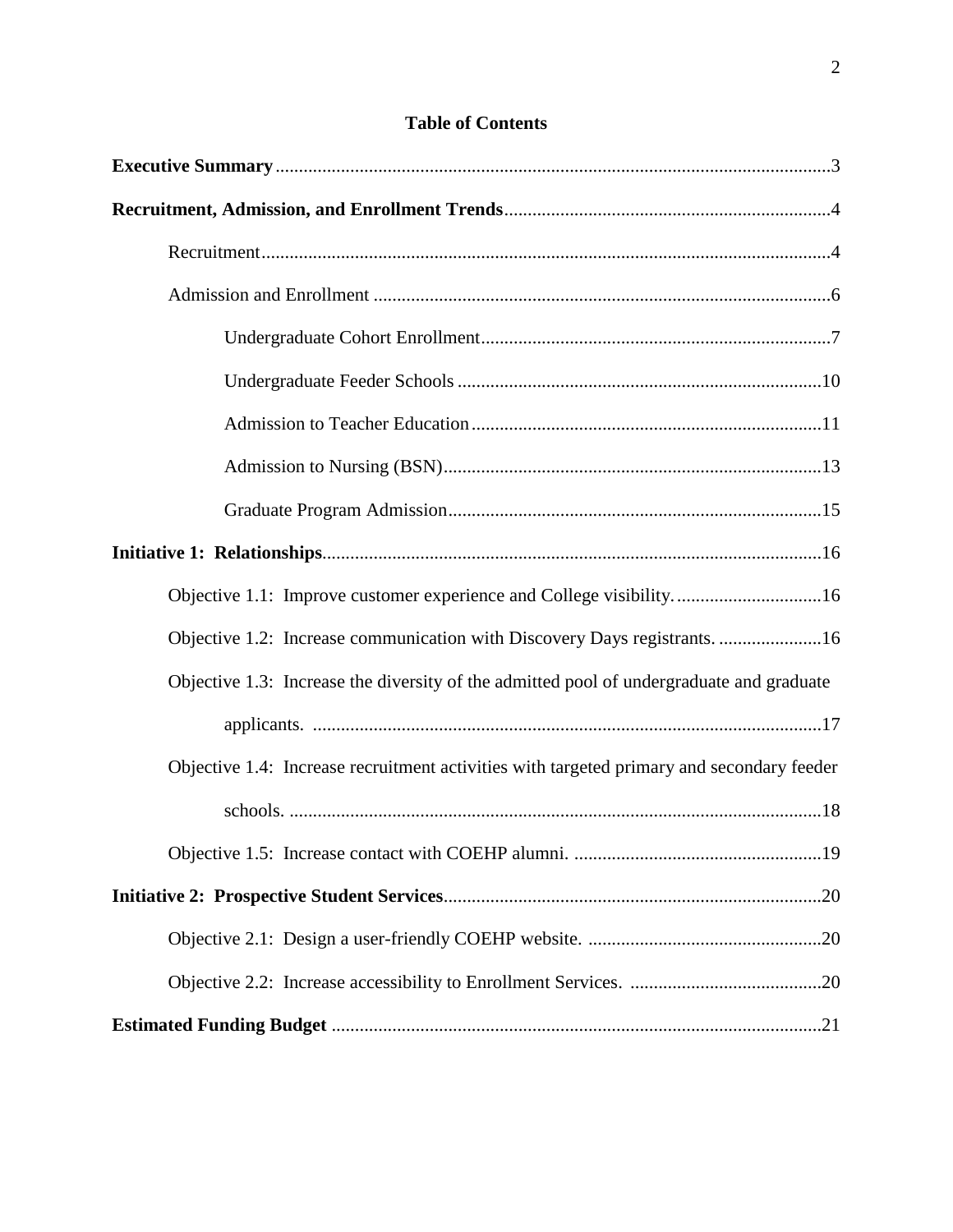## Table of Contents

**Executive Summary** .....3

**Recruitment, Admission, and Enrollment Trends** .....4

- Recruitment .....4
- Admission and Enrollment .....6
  - Undergraduate Cohort Enrollment .....7
  - Undergraduate Feeder Schools .....10
  - Admission to Teacher Education .....11
  - Admission to Nursing (BSN) .....13
  - Graduate Program Admission .....15

**Initiative 1: Relationships** .....16

- Objective 1.1: Improve customer experience and College visibility. .....16
- Objective 1.2: Increase communication with Discovery Days registrants. .....16
- Objective 1.3: Increase the diversity of the admitted pool of undergraduate and graduate applicants. .....17
- Objective 1.4: Increase recruitment activities with targeted primary and secondary feeder schools. .....18
- Objective 1.5: Increase contact with COEHP alumni. .....19

**Initiative 2: Prospective Student Services** .....20

- Objective 2.1: Design a user-friendly COEHP website. .....20
- Objective 2.2: Increase accessibility to Enrollment Services. .....20

**Estimated Funding Budget** .....21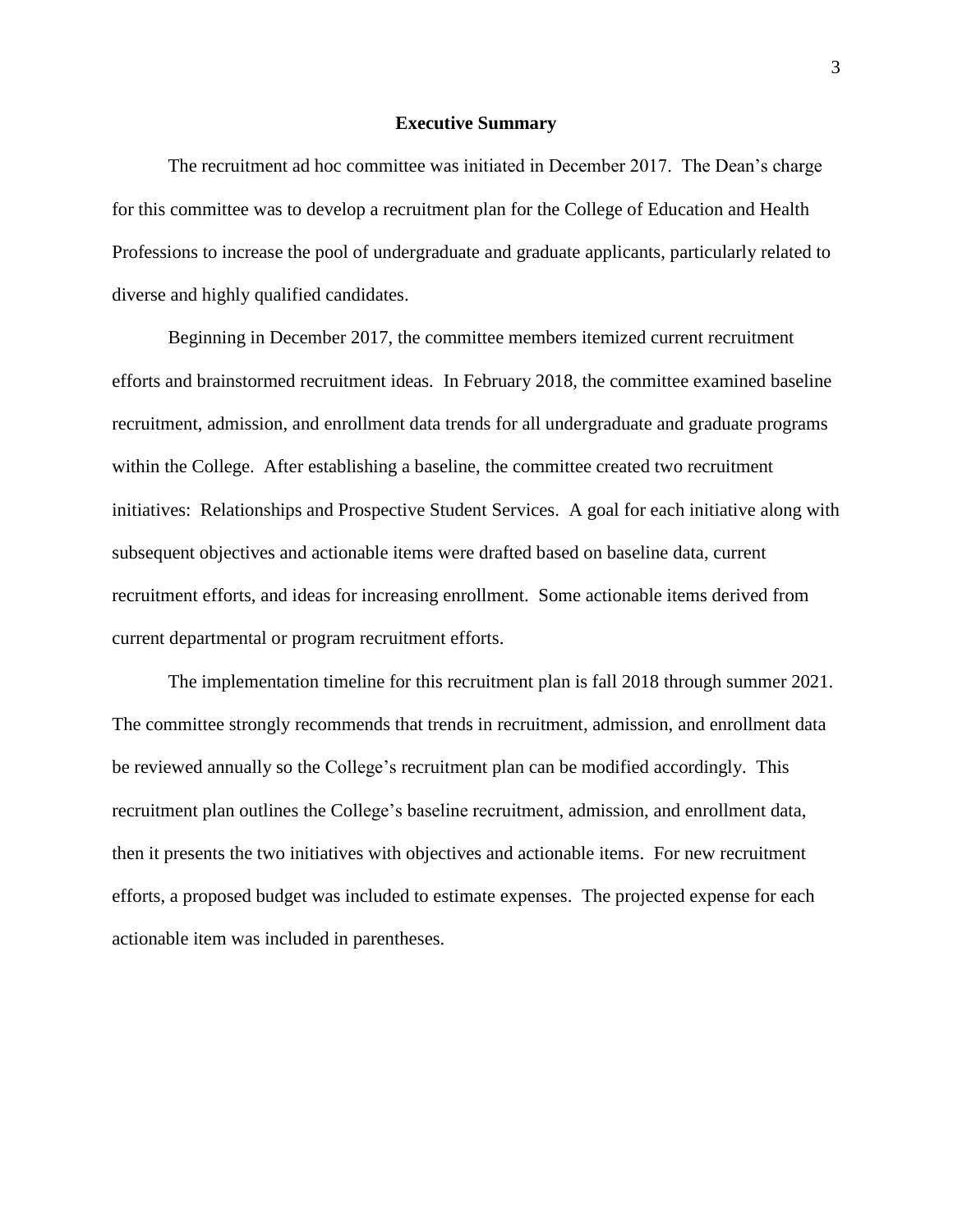## Executive Summary

The recruitment ad hoc committee was initiated in December 2017. The Dean's charge for this committee was to develop a recruitment plan for the College of Education and Health Professions to increase the pool of undergraduate and graduate applicants, particularly related to diverse and highly qualified candidates.

Beginning in December 2017, the committee members itemized current recruitment efforts and brainstormed recruitment ideas. In February 2018, the committee examined baseline recruitment, admission, and enrollment data trends for all undergraduate and graduate programs within the College. After establishing a baseline, the committee created two recruitment initiatives: Relationships and Prospective Student Services. A goal for each initiative along with subsequent objectives and actionable items were drafted based on baseline data, current recruitment efforts, and ideas for increasing enrollment. Some actionable items derived from current departmental or program recruitment efforts.

The implementation timeline for this recruitment plan is fall 2018 through summer 2021. The committee strongly recommends that trends in recruitment, admission, and enrollment data be reviewed annually so the College's recruitment plan can be modified accordingly. This recruitment plan outlines the College's baseline recruitment, admission, and enrollment data, then it presents the two initiatives with objectives and actionable items. For new recruitment efforts, a proposed budget was included to estimate expenses. The projected expense for each actionable item was included in parentheses.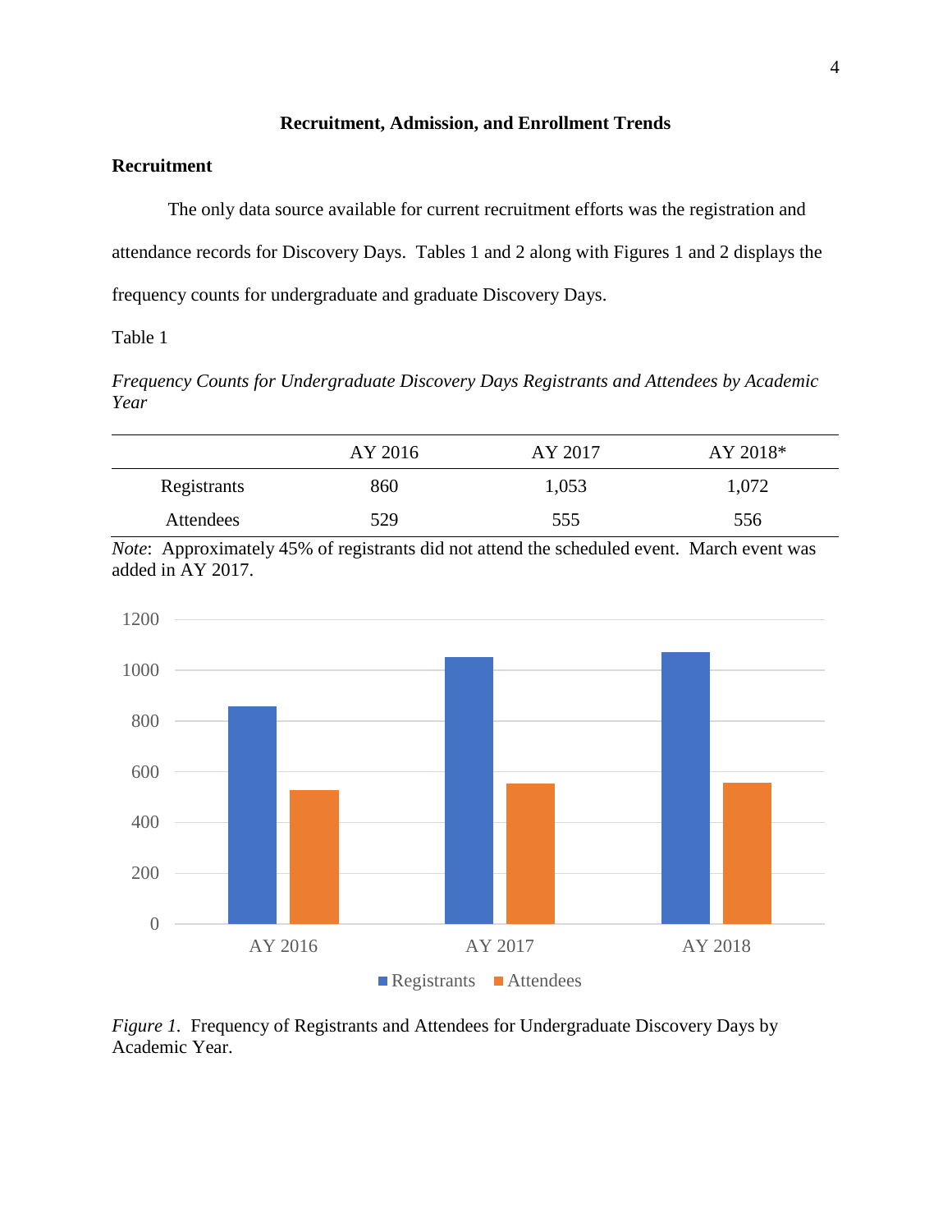## Recruitment, Admission, and Enrollment Trends

### Recruitment

The only data source available for current recruitment efforts was the registration and attendance records for Discovery Days. Tables 1 and 2 along with Figures 1 and 2 displays the frequency counts for undergraduate and graduate Discovery Days.

Table 1

*Frequency Counts for Undergraduate Discovery Days Registrants and Attendees by Academic Year*

| | AY 2016 | AY 2017 | AY 2018* |
|---|---|---|---|
| Registrants | 860 | 1,053 | 1,072 |
| Attendees | 529 | 555 | 556 |

*Note*: Approximately 45% of registrants did not attend the scheduled event. March event was added in AY 2017.

*Figure 1*. Frequency of Registrants and Attendees for Undergraduate Discovery Days by Academic Year.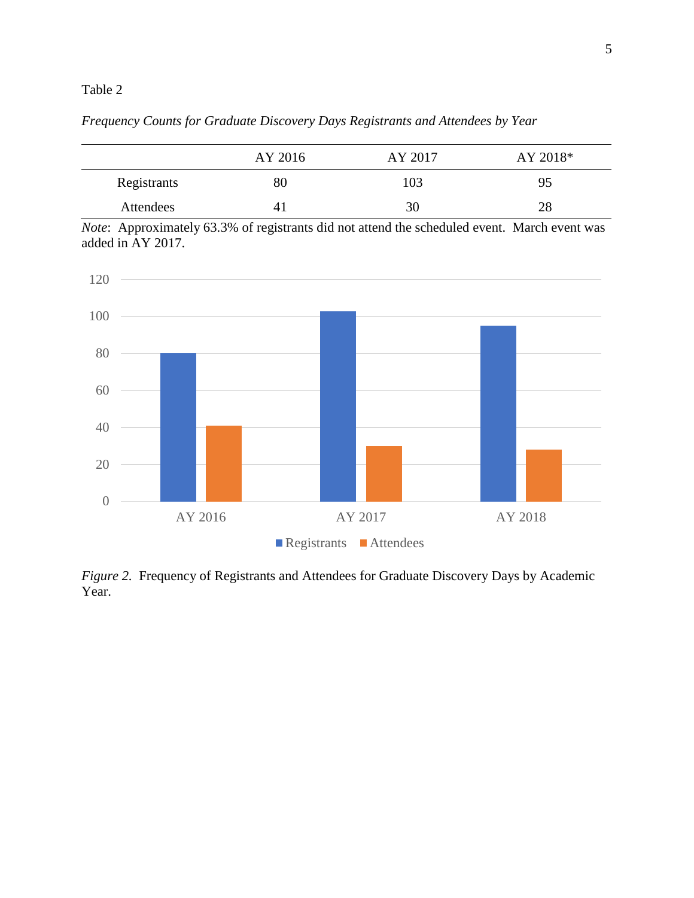Table 2

*Frequency Counts for Graduate Discovery Days Registrants and Attendees by Year*

| | AY 2016 | AY 2017 | AY 2018* |
|---|---|---|---|
| Registrants | 80 | 103 | 95 |
| Attendees | 41 | 30 | 28 |

*Note*: Approximately 63.3% of registrants did not attend the scheduled event. March event was added in AY 2017.

*Figure 2.* Frequency of Registrants and Attendees for Graduate Discovery Days by Academic Year.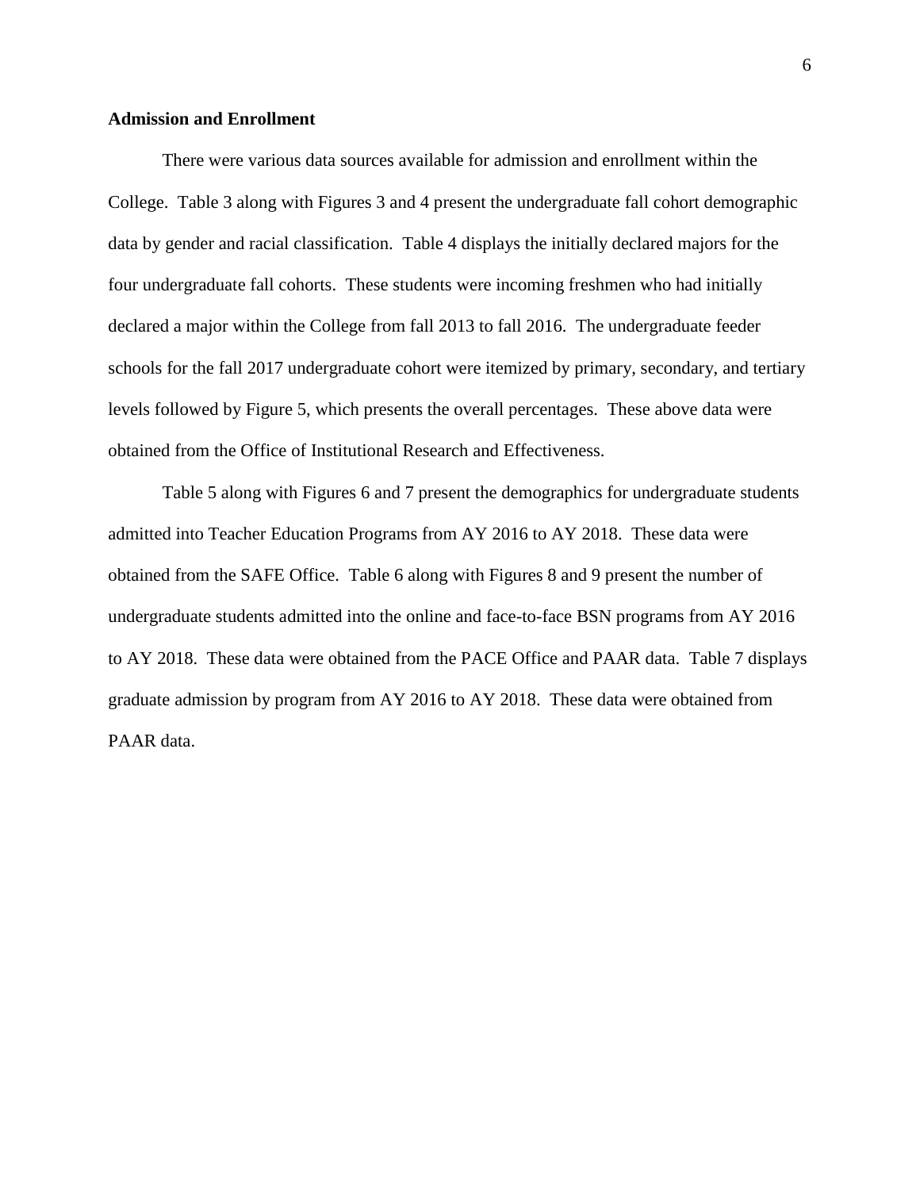## Admission and Enrollment

There were various data sources available for admission and enrollment within the College. Table 3 along with Figures 3 and 4 present the undergraduate fall cohort demographic data by gender and racial classification. Table 4 displays the initially declared majors for the four undergraduate fall cohorts. These students were incoming freshmen who had initially declared a major within the College from fall 2013 to fall 2016. The undergraduate feeder schools for the fall 2017 undergraduate cohort were itemized by primary, secondary, and tertiary levels followed by Figure 5, which presents the overall percentages. These above data were obtained from the Office of Institutional Research and Effectiveness.

Table 5 along with Figures 6 and 7 present the demographics for undergraduate students admitted into Teacher Education Programs from AY 2016 to AY 2018. These data were obtained from the SAFE Office. Table 6 along with Figures 8 and 9 present the number of undergraduate students admitted into the online and face-to-face BSN programs from AY 2016 to AY 2018. These data were obtained from the PACE Office and PAAR data. Table 7 displays graduate admission by program from AY 2016 to AY 2018. These data were obtained from PAAR data.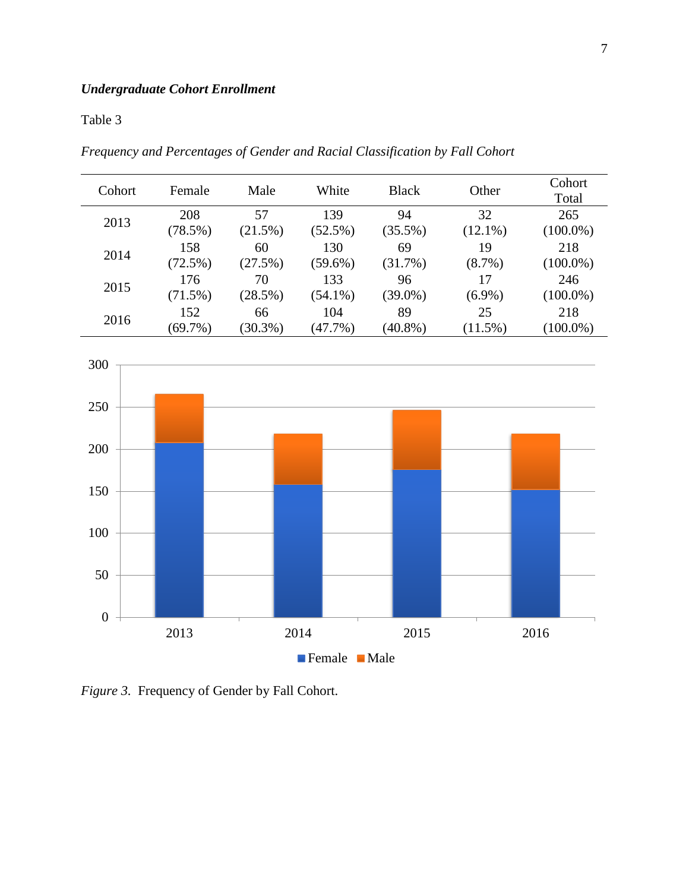***Undergraduate Cohort Enrollment***

Table 3

*Frequency and Percentages of Gender and Racial Classification by Fall Cohort*

| Cohort | Female | Male | White | Black | Other | Cohort Total |
|---|---|---|---|---|---|---|
| 2013 | 208 (78.5%) | 57 (21.5%) | 139 (52.5%) | 94 (35.5%) | 32 (12.1%) | 265 (100.0%) |
| 2014 | 158 (72.5%) | 60 (27.5%) | 130 (59.6%) | 69 (31.7%) | 19 (8.7%) | 218 (100.0%) |
| 2015 | 176 (71.5%) | 70 (28.5%) | 133 (54.1%) | 96 (39.0%) | 17 (6.9%) | 246 (100.0%) |
| 2016 | 152 (69.7%) | 66 (30.3%) | 104 (47.7%) | 89 (40.8%) | 25 (11.5%) | 218 (100.0%) |

*Figure 3.* Frequency of Gender by Fall Cohort.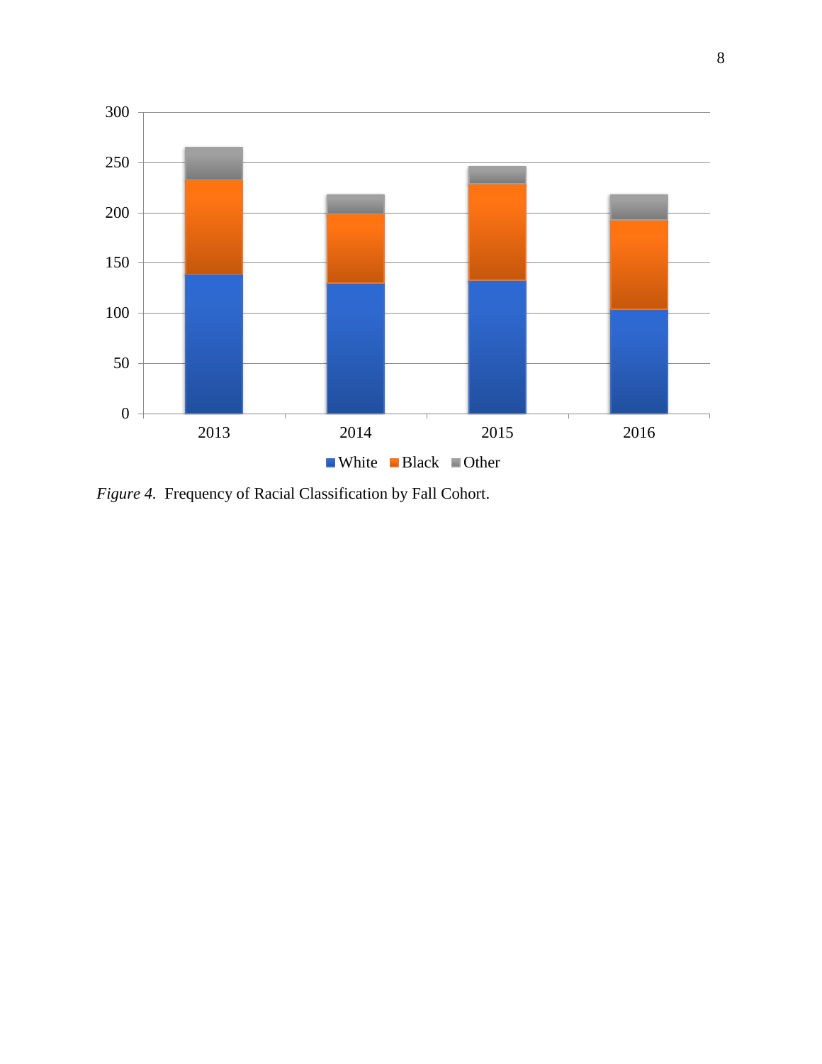*Figure 4.* Frequency of Racial Classification by Fall Cohort.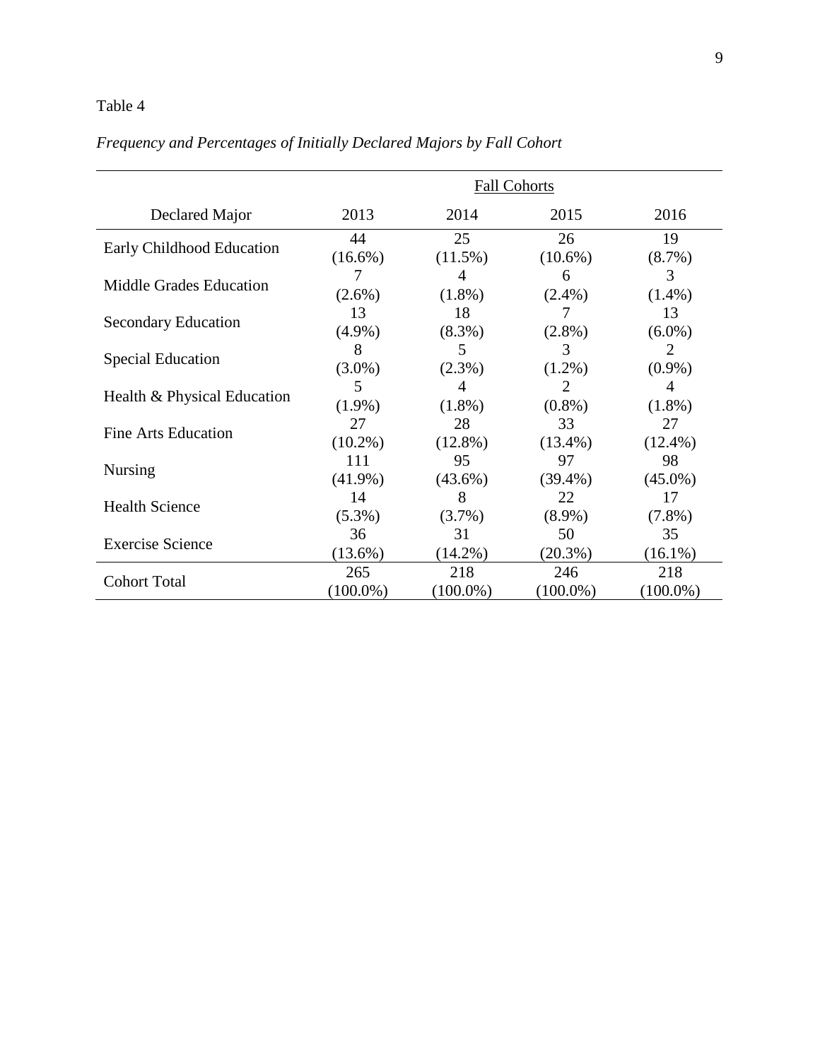Table 4

*Frequency and Percentages of Initially Declared Majors by Fall Cohort*

| | Fall Cohorts | | | |
|---|---|---|---|---|
| Declared Major | 2013 | 2014 | 2015 | 2016 |
| Early Childhood Education | 44 (16.6%) | 25 (11.5%) | 26 (10.6%) | 19 (8.7%) |
| Middle Grades Education | 7 (2.6%) | 4 (1.8%) | 6 (2.4%) | 3 (1.4%) |
| Secondary Education | 13 (4.9%) | 18 (8.3%) | 7 (2.8%) | 13 (6.0%) |
| Special Education | 8 (3.0%) | 5 (2.3%) | 3 (1.2%) | 2 (0.9%) |
| Health & Physical Education | 5 (1.9%) | 4 (1.8%) | 2 (0.8%) | 4 (1.8%) |
| Fine Arts Education | 27 (10.2%) | 28 (12.8%) | 33 (13.4%) | 27 (12.4%) |
| Nursing | 111 (41.9%) | 95 (43.6%) | 97 (39.4%) | 98 (45.0%) |
| Health Science | 14 (5.3%) | 8 (3.7%) | 22 (8.9%) | 17 (7.8%) |
| Exercise Science | 36 (13.6%) | 31 (14.2%) | 50 (20.3%) | 35 (16.1%) |
| Cohort Total | 265 (100.0%) | 218 (100.0%) | 246 (100.0%) | 218 (100.0%) |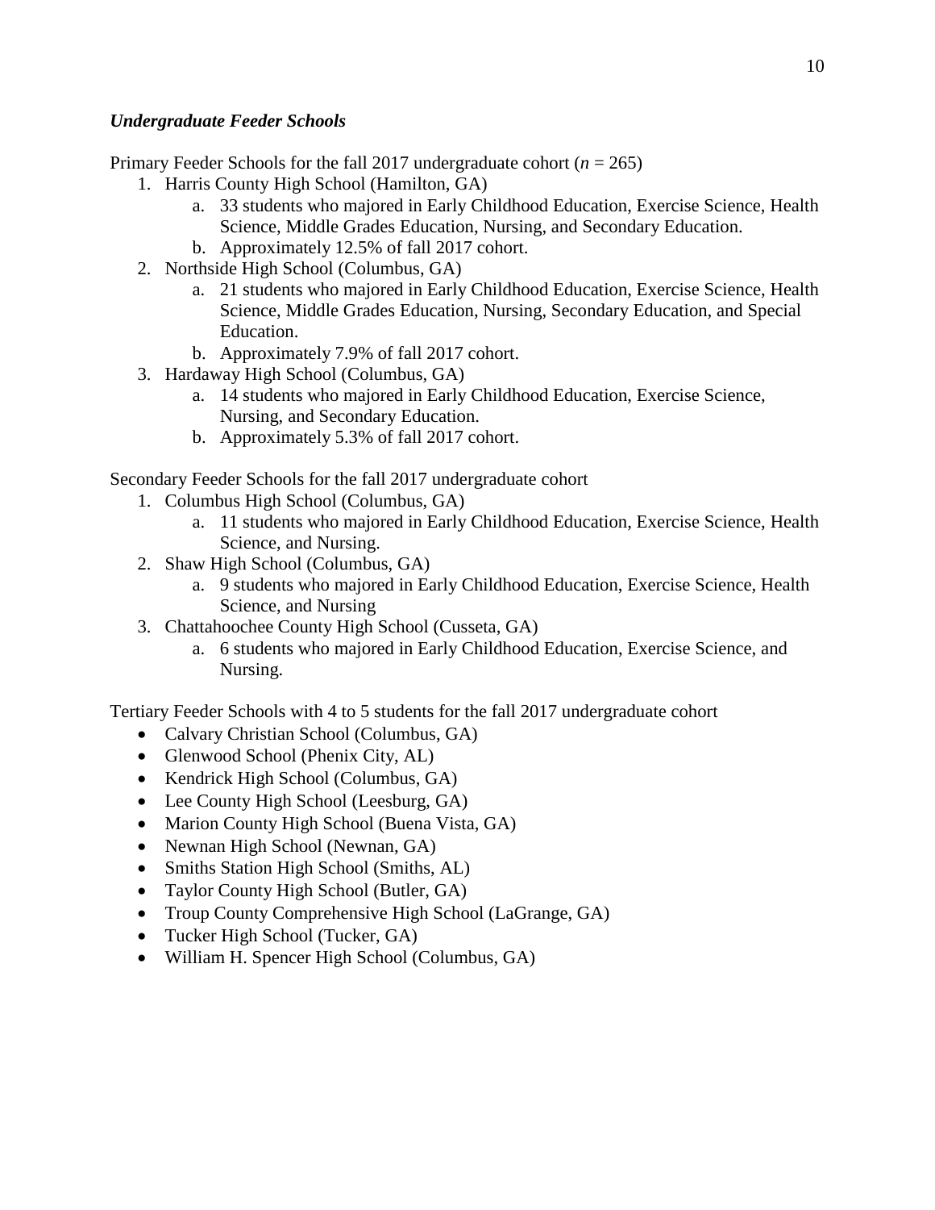### *Undergraduate Feeder Schools*

Primary Feeder Schools for the fall 2017 undergraduate cohort (*n* = 265)

1. Harris County High School (Hamilton, GA)
   a. 33 students who majored in Early Childhood Education, Exercise Science, Health Science, Middle Grades Education, Nursing, and Secondary Education.
   b. Approximately 12.5% of fall 2017 cohort.
2. Northside High School (Columbus, GA)
   a. 21 students who majored in Early Childhood Education, Exercise Science, Health Science, Middle Grades Education, Nursing, Secondary Education, and Special Education.
   b. Approximately 7.9% of fall 2017 cohort.
3. Hardaway High School (Columbus, GA)
   a. 14 students who majored in Early Childhood Education, Exercise Science, Nursing, and Secondary Education.
   b. Approximately 5.3% of fall 2017 cohort.

Secondary Feeder Schools for the fall 2017 undergraduate cohort

1. Columbus High School (Columbus, GA)
   a. 11 students who majored in Early Childhood Education, Exercise Science, Health Science, and Nursing.
2. Shaw High School (Columbus, GA)
   a. 9 students who majored in Early Childhood Education, Exercise Science, Health Science, and Nursing
3. Chattahoochee County High School (Cusseta, GA)
   a. 6 students who majored in Early Childhood Education, Exercise Science, and Nursing.

Tertiary Feeder Schools with 4 to 5 students for the fall 2017 undergraduate cohort

- Calvary Christian School (Columbus, GA)
- Glenwood School (Phenix City, AL)
- Kendrick High School (Columbus, GA)
- Lee County High School (Leesburg, GA)
- Marion County High School (Buena Vista, GA)
- Newnan High School (Newnan, GA)
- Smiths Station High School (Smiths, AL)
- Taylor County High School (Butler, GA)
- Troup County Comprehensive High School (LaGrange, GA)
- Tucker High School (Tucker, GA)
- William H. Spencer High School (Columbus, GA)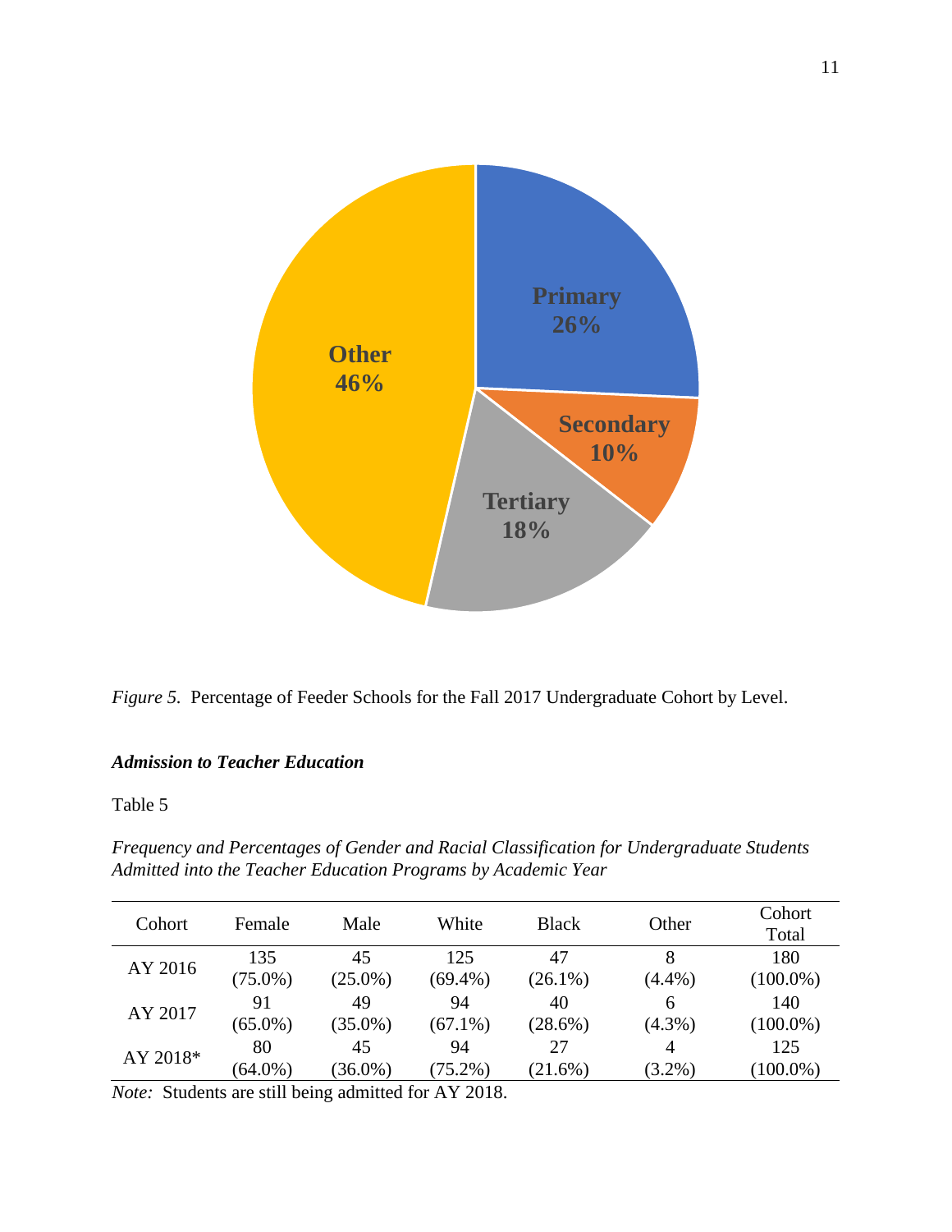*Figure 5.* Percentage of Feeder Schools for the Fall 2017 Undergraduate Cohort by Level.

### ***Admission to Teacher Education***

Table 5

*Frequency and Percentages of Gender and Racial Classification for Undergraduate Students Admitted into the Teacher Education Programs by Academic Year*

| Cohort | Female | Male | White | Black | Other | Cohort Total |
|---|---|---|---|---|---|---|
| AY 2016 | 135 (75.0%) | 45 (25.0%) | 125 (69.4%) | 47 (26.1%) | 8 (4.4%) | 180 (100.0%) |
| AY 2017 | 91 (65.0%) | 49 (35.0%) | 94 (67.1%) | 40 (28.6%) | 6 (4.3%) | 140 (100.0%) |
| AY 2018* | 80 (64.0%) | 45 (36.0%) | 94 (75.2%) | 27 (21.6%) | 4 (3.2%) | 125 (100.0%) |

*Note:* Students are still being admitted for AY 2018.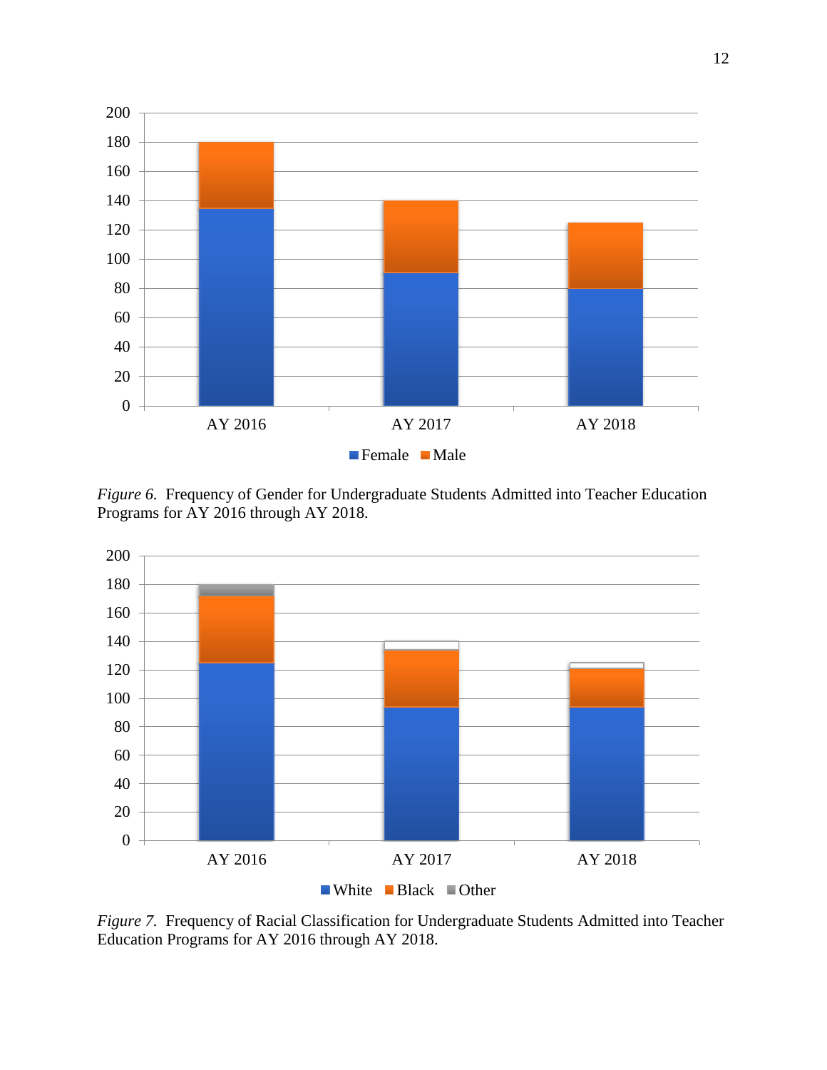*Figure 6.* Frequency of Gender for Undergraduate Students Admitted into Teacher Education Programs for AY 2016 through AY 2018.

*Figure 7.* Frequency of Racial Classification for Undergraduate Students Admitted into Teacher Education Programs for AY 2016 through AY 2018.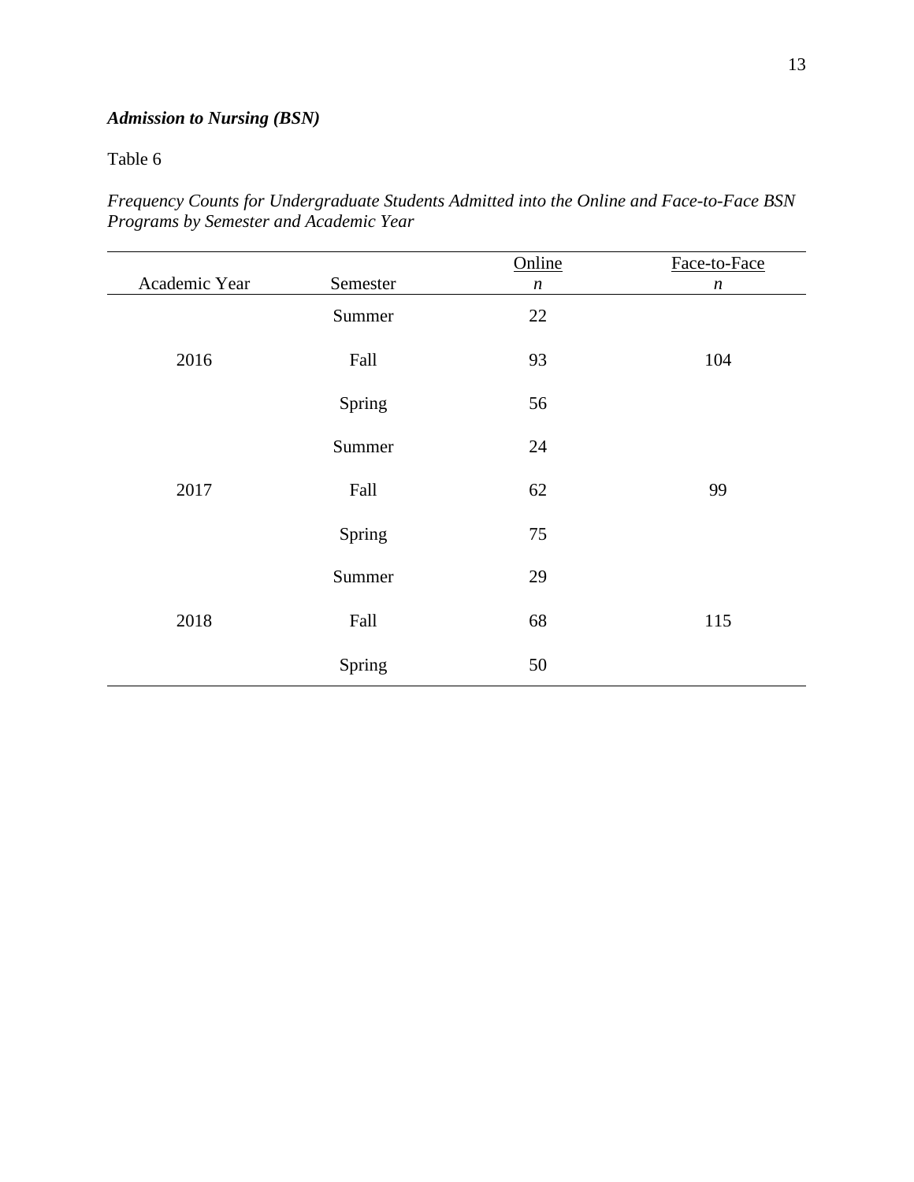***Admission to Nursing (BSN)***

Table 6

*Frequency Counts for Undergraduate Students Admitted into the Online and Face-to-Face BSN Programs by Semester and Academic Year*

| Academic Year | Semester | Online<br>*n* | Face-to-Face<br>*n* |
|---|---|---|---|
| | Summer | 22 | |
| 2016 | Fall | 93 | 104 |
| | Spring | 56 | |
| | Summer | 24 | |
| 2017 | Fall | 62 | 99 |
| | Spring | 75 | |
| | Summer | 29 | |
| 2018 | Fall | 68 | 115 |
| | Spring | 50 | |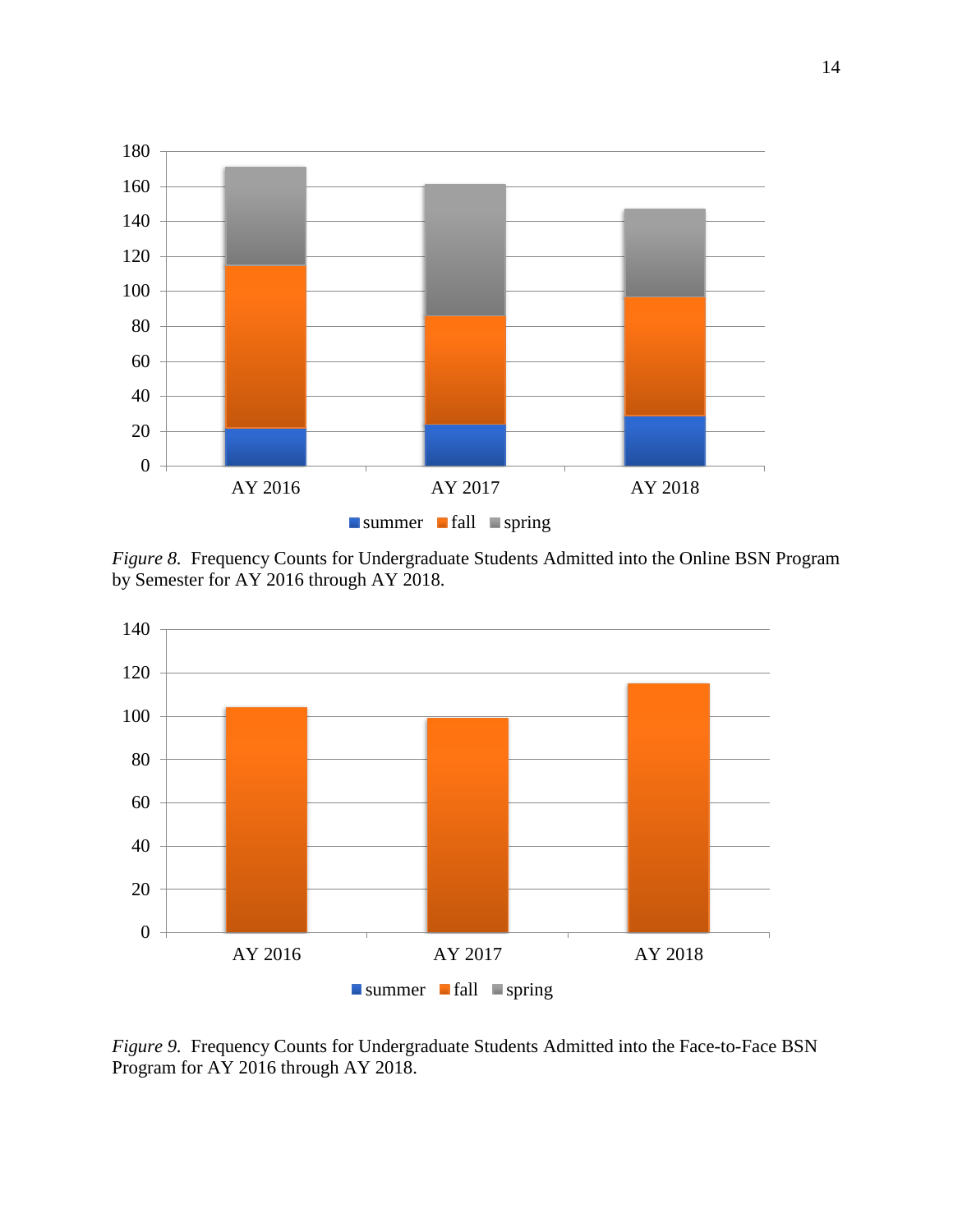*Figure 8.* Frequency Counts for Undergraduate Students Admitted into the Online BSN Program by Semester for AY 2016 through AY 2018.

*Figure 9.* Frequency Counts for Undergraduate Students Admitted into the Face-to-Face BSN Program for AY 2016 through AY 2018.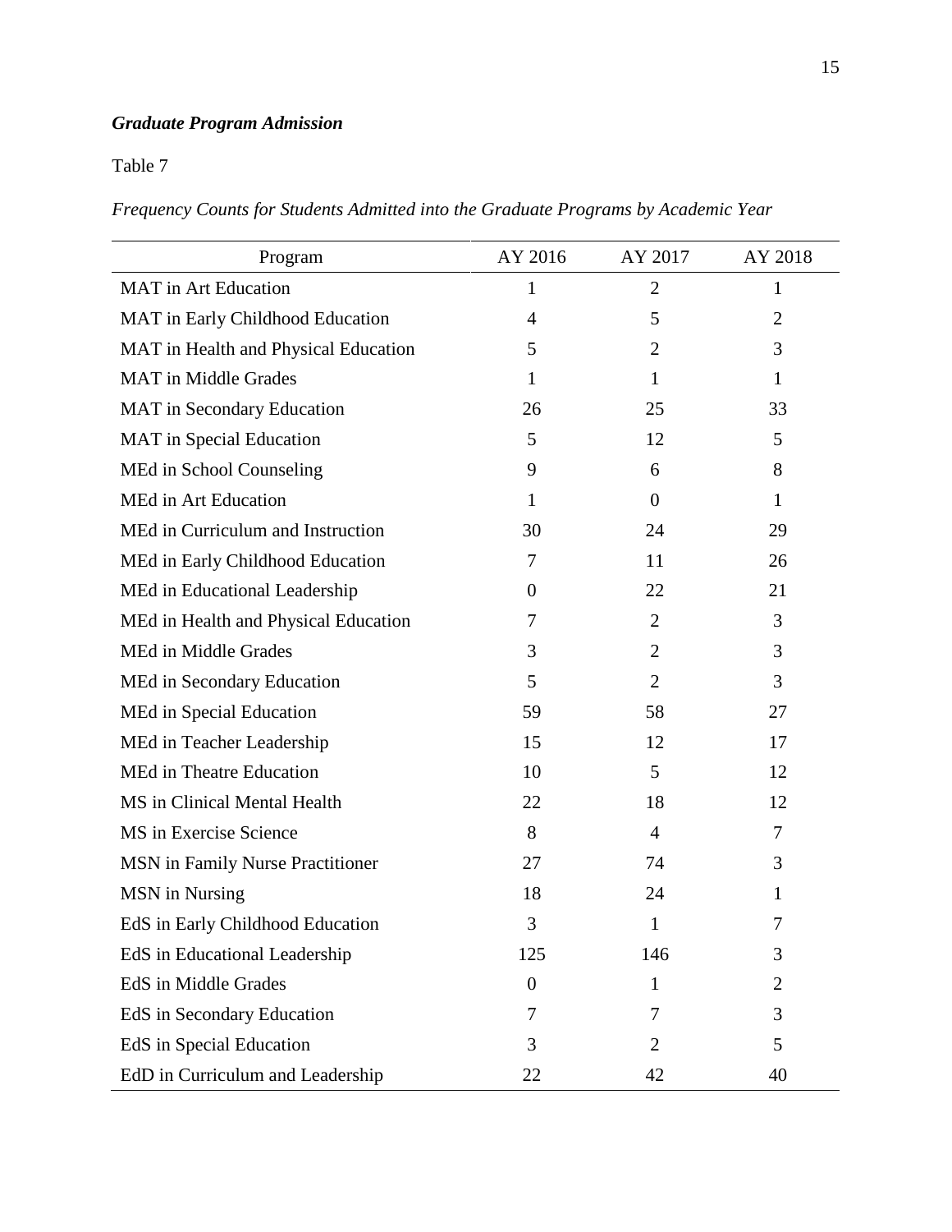### ***Graduate Program Admission***

Table 7

*Frequency Counts for Students Admitted into the Graduate Programs by Academic Year*

| Program | AY 2016 | AY 2017 | AY 2018 |
|---|---|---|---|
| MAT in Art Education | 1 | 2 | 1 |
| MAT in Early Childhood Education | 4 | 5 | 2 |
| MAT in Health and Physical Education | 5 | 2 | 3 |
| MAT in Middle Grades | 1 | 1 | 1 |
| MAT in Secondary Education | 26 | 25 | 33 |
| MAT in Special Education | 5 | 12 | 5 |
| MEd in School Counseling | 9 | 6 | 8 |
| MEd in Art Education | 1 | 0 | 1 |
| MEd in Curriculum and Instruction | 30 | 24 | 29 |
| MEd in Early Childhood Education | 7 | 11 | 26 |
| MEd in Educational Leadership | 0 | 22 | 21 |
| MEd in Health and Physical Education | 7 | 2 | 3 |
| MEd in Middle Grades | 3 | 2 | 3 |
| MEd in Secondary Education | 5 | 2 | 3 |
| MEd in Special Education | 59 | 58 | 27 |
| MEd in Teacher Leadership | 15 | 12 | 17 |
| MEd in Theatre Education | 10 | 5 | 12 |
| MS in Clinical Mental Health | 22 | 18 | 12 |
| MS in Exercise Science | 8 | 4 | 7 |
| MSN in Family Nurse Practitioner | 27 | 74 | 3 |
| MSN in Nursing | 18 | 24 | 1 |
| EdS in Early Childhood Education | 3 | 1 | 7 |
| EdS in Educational Leadership | 125 | 146 | 3 |
| EdS in Middle Grades | 0 | 1 | 2 |
| EdS in Secondary Education | 7 | 7 | 3 |
| EdS in Special Education | 3 | 2 | 5 |
| EdD in Curriculum and Leadership | 22 | 42 | 40 |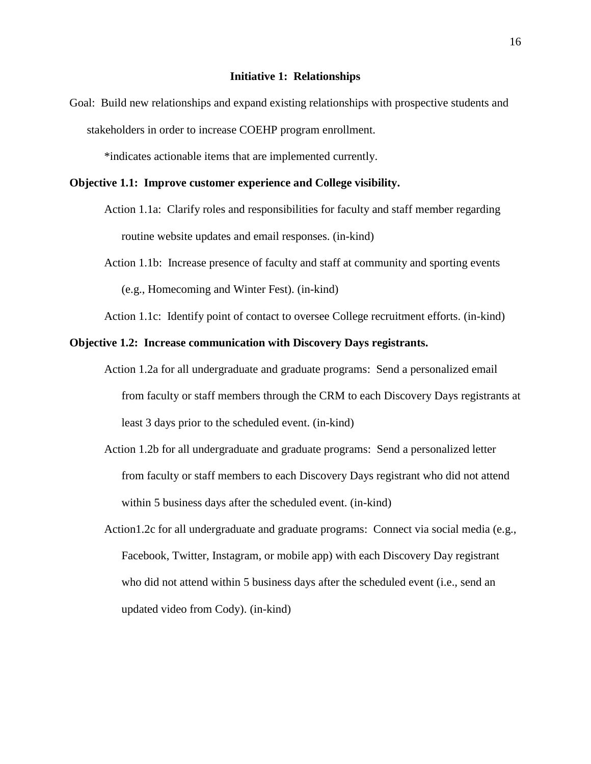## Initiative 1: Relationships

Goal: Build new relationships and expand existing relationships with prospective students and stakeholders in order to increase COEHP program enrollment.

*indicates actionable items that are implemented currently.

**Objective 1.1: Improve customer experience and College visibility.**

Action 1.1a: Clarify roles and responsibilities for faculty and staff member regarding routine website updates and email responses. (in-kind)

Action 1.1b: Increase presence of faculty and staff at community and sporting events (e.g., Homecoming and Winter Fest). (in-kind)

Action 1.1c: Identify point of contact to oversee College recruitment efforts. (in-kind)

**Objective 1.2: Increase communication with Discovery Days registrants.**

Action 1.2a for all undergraduate and graduate programs: Send a personalized email from faculty or staff members through the CRM to each Discovery Days registrants at least 3 days prior to the scheduled event. (in-kind)

Action 1.2b for all undergraduate and graduate programs: Send a personalized letter from faculty or staff members to each Discovery Days registrant who did not attend within 5 business days after the scheduled event. (in-kind)

Action1.2c for all undergraduate and graduate programs: Connect via social media (e.g., Facebook, Twitter, Instagram, or mobile app) with each Discovery Day registrant who did not attend within 5 business days after the scheduled event (i.e., send an updated video from Cody). (in-kind)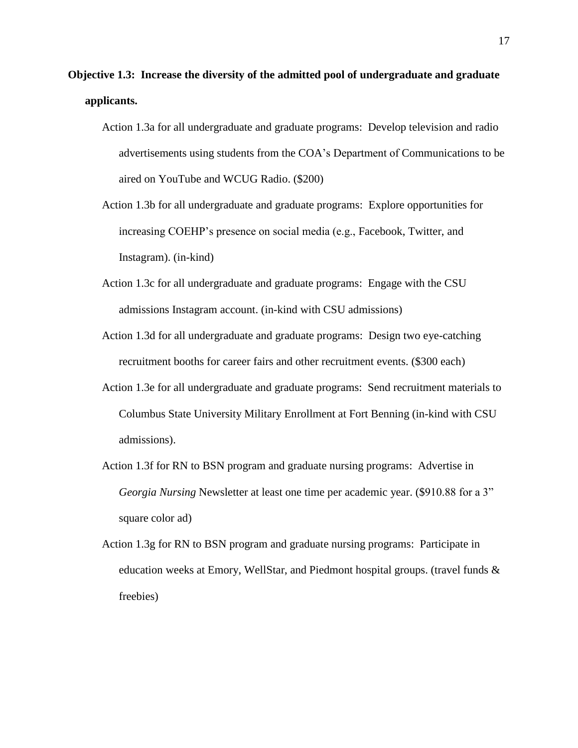**Objective 1.3: Increase the diversity of the admitted pool of undergraduate and graduate applicants.**

Action 1.3a for all undergraduate and graduate programs: Develop television and radio advertisements using students from the COA's Department of Communications to be aired on YouTube and WCUG Radio. ($200)

Action 1.3b for all undergraduate and graduate programs: Explore opportunities for increasing COEHP's presence on social media (e.g., Facebook, Twitter, and Instagram). (in-kind)

Action 1.3c for all undergraduate and graduate programs: Engage with the CSU admissions Instagram account. (in-kind with CSU admissions)

Action 1.3d for all undergraduate and graduate programs: Design two eye-catching recruitment booths for career fairs and other recruitment events. ($300 each)

Action 1.3e for all undergraduate and graduate programs: Send recruitment materials to Columbus State University Military Enrollment at Fort Benning (in-kind with CSU admissions).

Action 1.3f for RN to BSN program and graduate nursing programs: Advertise in *Georgia Nursing* Newsletter at least one time per academic year. ($910.88 for a 3" square color ad)

Action 1.3g for RN to BSN program and graduate nursing programs: Participate in education weeks at Emory, WellStar, and Piedmont hospital groups. (travel funds & freebies)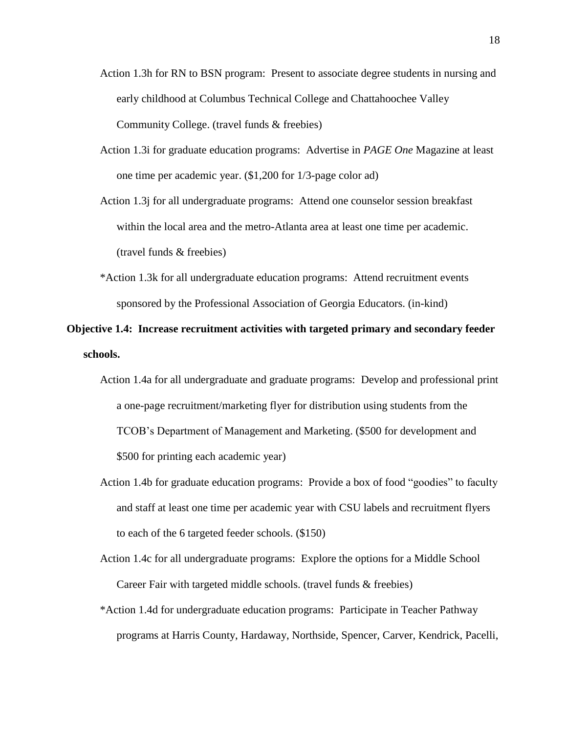Action 1.3h for RN to BSN program: Present to associate degree students in nursing and early childhood at Columbus Technical College and Chattahoochee Valley Community College. (travel funds & freebies)

Action 1.3i for graduate education programs: Advertise in *PAGE One* Magazine at least one time per academic year. ($1,200 for 1/3-page color ad)

Action 1.3j for all undergraduate programs: Attend one counselor session breakfast within the local area and the metro-Atlanta area at least one time per academic. (travel funds & freebies)

*Action 1.3k for all undergraduate education programs: Attend recruitment events sponsored by the Professional Association of Georgia Educators. (in-kind)

**Objective 1.4: Increase recruitment activities with targeted primary and secondary feeder schools.**

Action 1.4a for all undergraduate and graduate programs: Develop and professional print a one-page recruitment/marketing flyer for distribution using students from the TCOB's Department of Management and Marketing. ($500 for development and $500 for printing each academic year)

Action 1.4b for graduate education programs: Provide a box of food "goodies" to faculty and staff at least one time per academic year with CSU labels and recruitment flyers to each of the 6 targeted feeder schools. ($150)

Action 1.4c for all undergraduate programs: Explore the options for a Middle School Career Fair with targeted middle schools. (travel funds & freebies)

*Action 1.4d for undergraduate education programs: Participate in Teacher Pathway programs at Harris County, Hardaway, Northside, Spencer, Carver, Kendrick, Pacelli,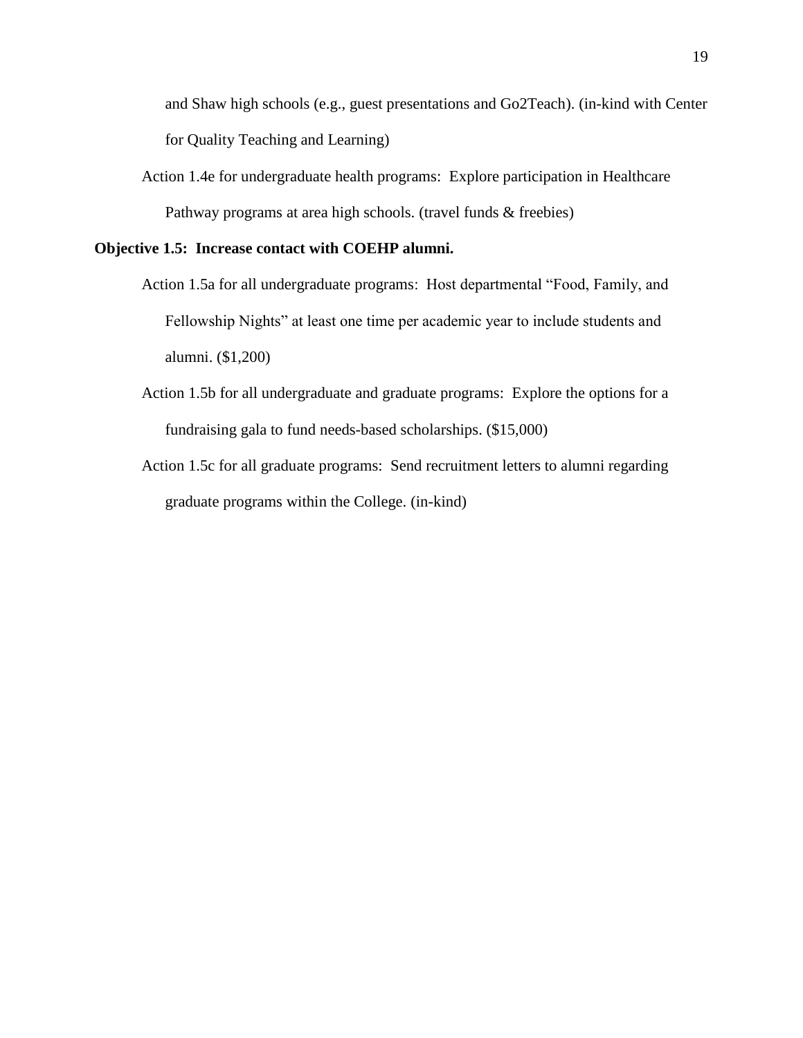and Shaw high schools (e.g., guest presentations and Go2Teach). (in-kind with Center for Quality Teaching and Learning)

Action 1.4e for undergraduate health programs: Explore participation in Healthcare Pathway programs at area high schools. (travel funds & freebies)

**Objective 1.5: Increase contact with COEHP alumni.**

Action 1.5a for all undergraduate programs: Host departmental "Food, Family, and Fellowship Nights" at least one time per academic year to include students and alumni. ($1,200)

Action 1.5b for all undergraduate and graduate programs: Explore the options for a fundraising gala to fund needs-based scholarships. ($15,000)

Action 1.5c for all graduate programs: Send recruitment letters to alumni regarding graduate programs within the College. (in-kind)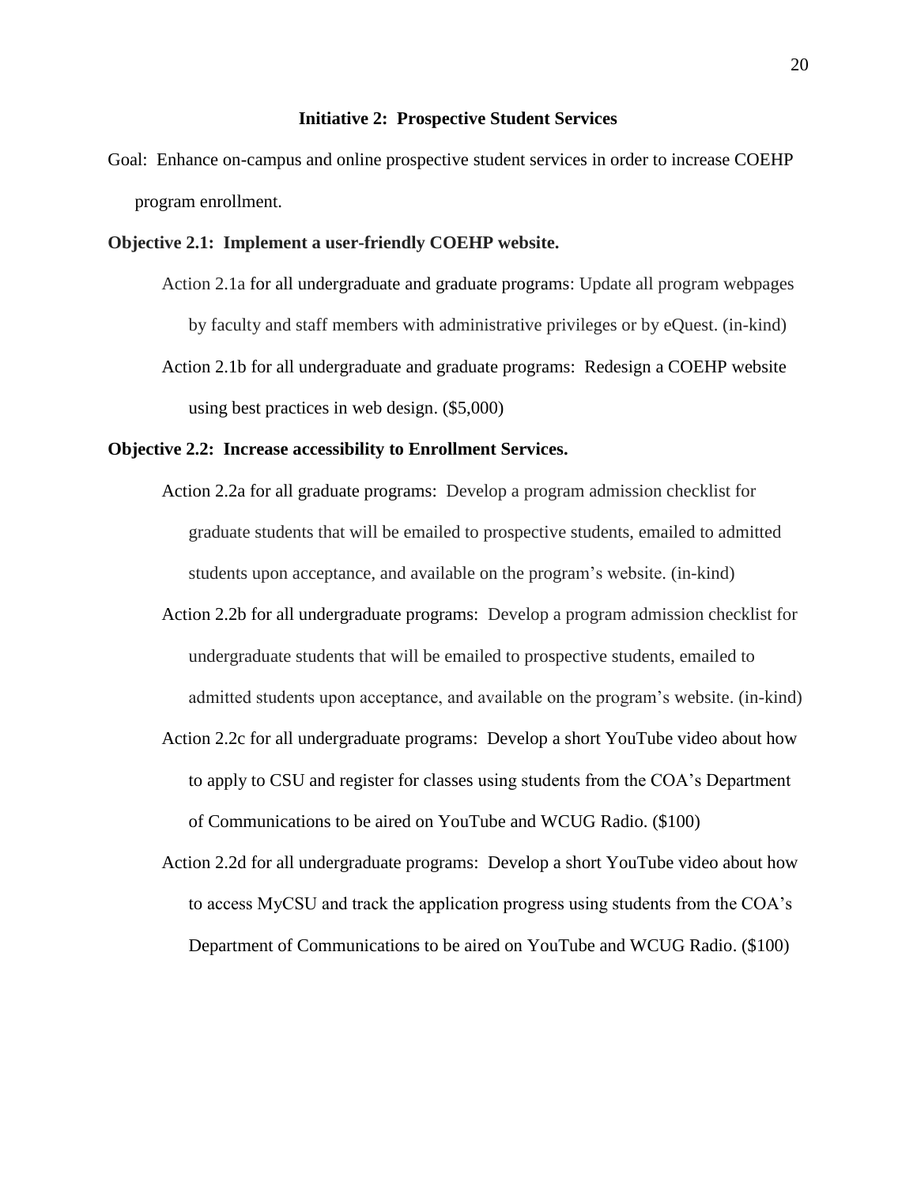### Initiative 2: Prospective Student Services

Goal: Enhance on-campus and online prospective student services in order to increase COEHP program enrollment.

**Objective 2.1: Implement a user-friendly COEHP website.**

Action 2.1a for all undergraduate and graduate programs: Update all program webpages by faculty and staff members with administrative privileges or by eQuest. (in-kind)

Action 2.1b for all undergraduate and graduate programs: Redesign a COEHP website using best practices in web design. ($5,000)

**Objective 2.2: Increase accessibility to Enrollment Services.**

Action 2.2a for all graduate programs: Develop a program admission checklist for graduate students that will be emailed to prospective students, emailed to admitted students upon acceptance, and available on the program's website. (in-kind)

Action 2.2b for all undergraduate programs: Develop a program admission checklist for undergraduate students that will be emailed to prospective students, emailed to admitted students upon acceptance, and available on the program's website. (in-kind)

Action 2.2c for all undergraduate programs: Develop a short YouTube video about how to apply to CSU and register for classes using students from the COA's Department of Communications to be aired on YouTube and WCUG Radio. ($100)

Action 2.2d for all undergraduate programs: Develop a short YouTube video about how to access MyCSU and track the application progress using students from the COA's Department of Communications to be aired on YouTube and WCUG Radio. ($100)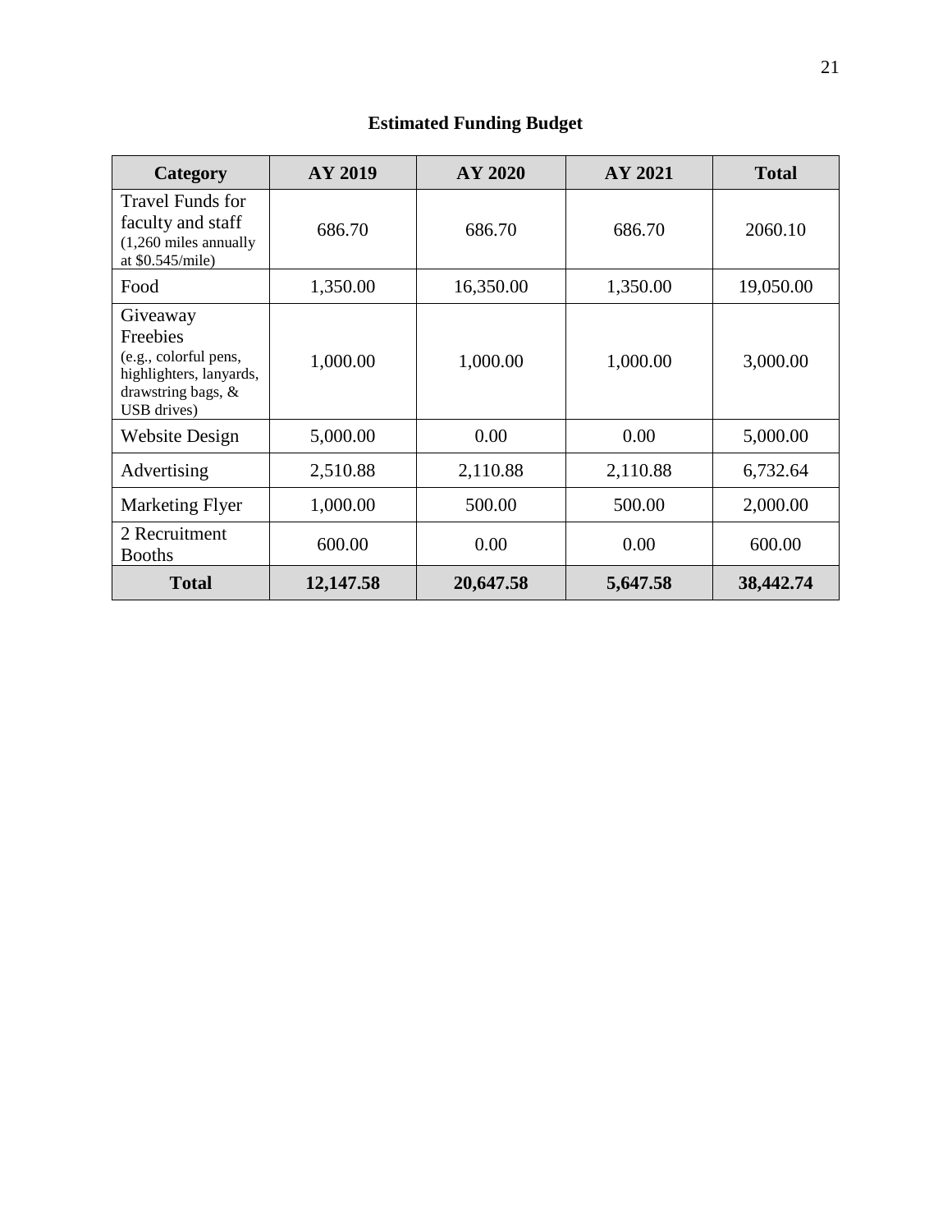**Estimated Funding Budget**

| Category | AY 2019 | AY 2020 | AY 2021 | Total |
|---|---|---|---|---|
| Travel Funds for faculty and staff (1,260 miles annually at $0.545/mile) | 686.70 | 686.70 | 686.70 | 2060.10 |
| Food | 1,350.00 | 16,350.00 | 1,350.00 | 19,050.00 |
| Giveaway Freebies (e.g., colorful pens, highlighters, lanyards, drawstring bags, & USB drives) | 1,000.00 | 1,000.00 | 1,000.00 | 3,000.00 |
| Website Design | 5,000.00 | 0.00 | 0.00 | 5,000.00 |
| Advertising | 2,510.88 | 2,110.88 | 2,110.88 | 6,732.64 |
| Marketing Flyer | 1,000.00 | 500.00 | 500.00 | 2,000.00 |
| 2 Recruitment Booths | 600.00 | 0.00 | 0.00 | 600.00 |
| **Total** | **12,147.58** | **20,647.58** | **5,647.58** | **38,442.74** |